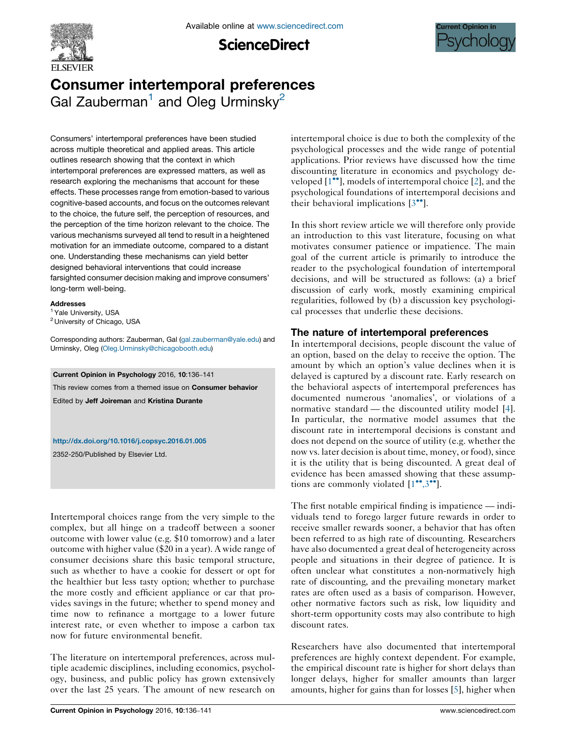# Consumer intertemporal preferences

Gal Zauberman[1] and Oleg Urminsky[2]

Consumers' intertemporal preferences have been studied across multiple theoretical and applied areas. This article outlines research showing that the context in which intertemporal preferences are expressed matters, as well as research exploring the mechanisms that account for these effects. These processes range from emotion-based to various cognitive-based accounts, and focus on the outcomes relevant to the choice, the future self, the perception of resources, and the perception of the time horizon relevant to the choice. The various mechanisms surveyed all tend to result in a heightened motivation for an immediate outcome, compared to a distant one. Understanding these mechanisms can yield better designed behavioral interventions that could increase farsighted consumer decision making and improve consumers' long-term well-being.

**Addresses**

[1] Yale University, USA

[2] University of Chicago, USA

Corresponding authors: Zauberman, Gal (gal.zauberman@yale.edu) and Urminsky, Oleg (Oleg.Urminsky@chicagobooth.edu)

**Current Opinion in Psychology** 2016, **10**:136–141

This review comes from a themed issue on **Consumer behavior**

Edited by **Jeff Joireman** and **Kristina Durante**

http://dx.doi.org/10.1016/j.copsyc.2016.01.005

2352-250/Published by Elsevier Ltd.

Intertemporal choices range from the very simple to the complex, but all hinge on a tradeoff between a sooner outcome with lower value (e.g. $10 tomorrow) and a later outcome with higher value ($20 in a year). A wide range of consumer decisions share this basic temporal structure, such as whether to have a cookie for dessert or opt for the healthier but less tasty option; whether to purchase the more costly and efficient appliance or car that provides savings in the future; whether to spend money and time now to refinance a mortgage to a lower future interest rate, or even whether to impose a carbon tax now for future environmental benefit.

The literature on intertemporal preferences, across multiple academic disciplines, including economics, psychology, business, and public policy has grown extensively over the last 25 years. The amount of new research on intertemporal choice is due to both the complexity of the psychological processes and the wide range of potential applications. Prior reviews have discussed how the time discounting literature in economics and psychology developed [1••], models of intertemporal choice [2], and the psychological foundations of intertemporal decisions and their behavioral implications [3••].

In this short review article we will therefore only provide an introduction to this vast literature, focusing on what motivates consumer patience or impatience. The main goal of the current article is primarily to introduce the reader to the psychological foundation of intertemporal decisions, and will be structured as follows: (a) a brief discussion of early work, mostly examining empirical regularities, followed by (b) a discussion key psychological processes that underlie these decisions.

## The nature of intertemporal preferences

In intertemporal decisions, people discount the value of an option, based on the delay to receive the option. The amount by which an option's value declines when it is delayed is captured by a discount rate. Early research on the behavioral aspects of intertemporal preferences has documented numerous 'anomalies', or violations of a normative standard — the discounted utility model [4]. In particular, the normative model assumes that the discount rate in intertemporal decisions is constant and does not depend on the source of utility (e.g. whether the now vs. later decision is about time, money, or food), since it is the utility that is being discounted. A great deal of evidence has been amassed showing that these assumptions are commonly violated [1••,3••].

The first notable empirical finding is impatience — individuals tend to forego larger future rewards in order to receive smaller rewards sooner, a behavior that has often been referred to as high rate of discounting. Researchers have also documented a great deal of heterogeneity across people and situations in their degree of patience. It is often unclear what constitutes a non-normatively high rate of discounting, and the prevailing monetary market rates are often used as a basis of comparison. However, other normative factors such as risk, low liquidity and short-term opportunity costs may also contribute to high discount rates.

Researchers have also documented that intertemporal preferences are highly context dependent. For example, the empirical discount rate is higher for short delays than longer delays, higher for smaller amounts than larger amounts, higher for gains than for losses [5], higher when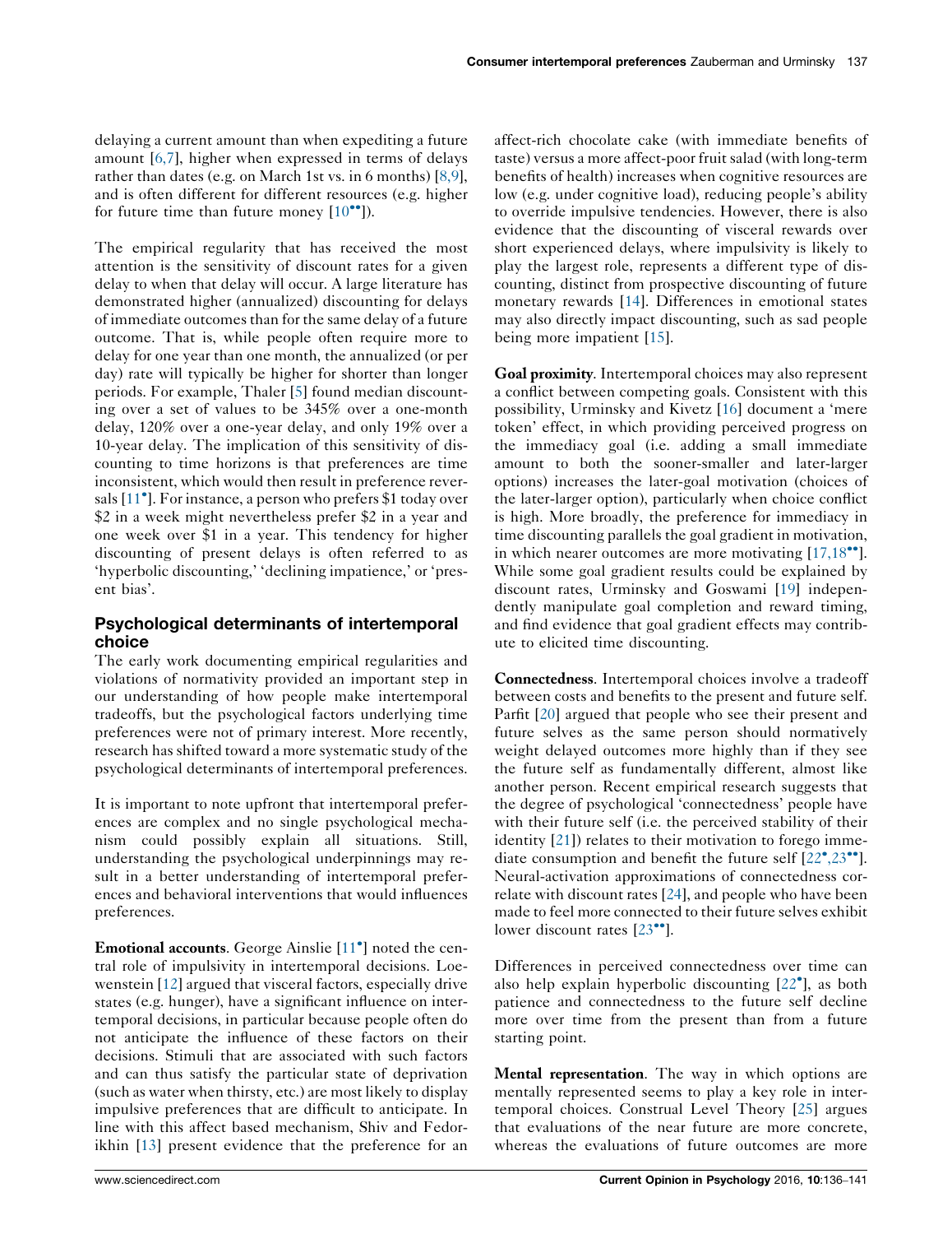delaying a current amount than when expediting a future amount [6,7], higher when expressed in terms of delays rather than dates (e.g. on March 1st vs. in 6 months) [8,9], and is often different for different resources (e.g. higher for future time than future money [10••]).

The empirical regularity that has received the most attention is the sensitivity of discount rates for a given delay to when that delay will occur. A large literature has demonstrated higher (annualized) discounting for delays of immediate outcomes than for the same delay of a future outcome. That is, while people often require more to delay for one year than one month, the annualized (or per day) rate will typically be higher for shorter than longer periods. For example, Thaler [5] found median discounting over a set of values to be 345% over a one-month delay, 120% over a one-year delay, and only 19% over a 10-year delay. The implication of this sensitivity of discounting to time horizons is that preferences are time inconsistent, which would then result in preference reversals [11•]. For instance, a person who prefers $1 today over $2 in a week might nevertheless prefer $2 in a year and one week over $1 in a year. This tendency for higher discounting of present delays is often referred to as 'hyperbolic discounting,' 'declining impatience,' or 'present bias'.

## Psychological determinants of intertemporal choice

The early work documenting empirical regularities and violations of normativity provided an important step in our understanding of how people make intertemporal tradeoffs, but the psychological factors underlying time preferences were not of primary interest. More recently, research has shifted toward a more systematic study of the psychological determinants of intertemporal preferences.

It is important to note upfront that intertemporal preferences are complex and no single psychological mechanism could possibly explain all situations. Still, understanding the psychological underpinnings may result in a better understanding of intertemporal preferences and behavioral interventions that would influences preferences.

**Emotional accounts**. George Ainslie [11•] noted the central role of impulsivity in intertemporal decisions. Loewenstein [12] argued that visceral factors, especially drive states (e.g. hunger), have a significant influence on intertemporal decisions, in particular because people often do not anticipate the influence of these factors on their decisions. Stimuli that are associated with such factors and can thus satisfy the particular state of deprivation (such as water when thirsty, etc.) are most likely to display impulsive preferences that are difficult to anticipate. In line with this affect based mechanism, Shiv and Fedorikhin [13] present evidence that the preference for an affect-rich chocolate cake (with immediate benefits of taste) versus a more affect-poor fruit salad (with long-term benefits of health) increases when cognitive resources are low (e.g. under cognitive load), reducing people's ability to override impulsive tendencies. However, there is also evidence that the discounting of visceral rewards over short experienced delays, where impulsivity is likely to play the largest role, represents a different type of discounting, distinct from prospective discounting of future monetary rewards [14]. Differences in emotional states may also directly impact discounting, such as sad people being more impatient [15].

**Goal proximity**. Intertemporal choices may also represent a conflict between competing goals. Consistent with this possibility, Urminsky and Kivetz [16] document a 'mere token' effect, in which providing perceived progress on the immediacy goal (i.e. adding a small immediate amount to both the sooner-smaller and later-larger options) increases the later-goal motivation (choices of the later-larger option), particularly when choice conflict is high. More broadly, the preference for immediacy in time discounting parallels the goal gradient in motivation, in which nearer outcomes are more motivating [17,18••]. While some goal gradient results could be explained by discount rates, Urminsky and Goswami [19] independently manipulate goal completion and reward timing, and find evidence that goal gradient effects may contribute to elicited time discounting.

**Connectedness**. Intertemporal choices involve a tradeoff between costs and benefits to the present and future self. Parfit [20] argued that people who see their present and future selves as the same person should normatively weight delayed outcomes more highly than if they see the future self as fundamentally different, almost like another person. Recent empirical research suggests that the degree of psychological 'connectedness' people have with their future self (i.e. the perceived stability of their identity [21]) relates to their motivation to forego immediate consumption and benefit the future self [22•,23••]. Neural-activation approximations of connectedness correlate with discount rates [24], and people who have been made to feel more connected to their future selves exhibit lower discount rates [23••].

Differences in perceived connectedness over time can also help explain hyperbolic discounting [22•], as both patience and connectedness to the future self decline more over time from the present than from a future starting point.

**Mental representation**. The way in which options are mentally represented seems to play a key role in intertemporal choices. Construal Level Theory [25] argues that evaluations of the near future are more concrete, whereas the evaluations of future outcomes are more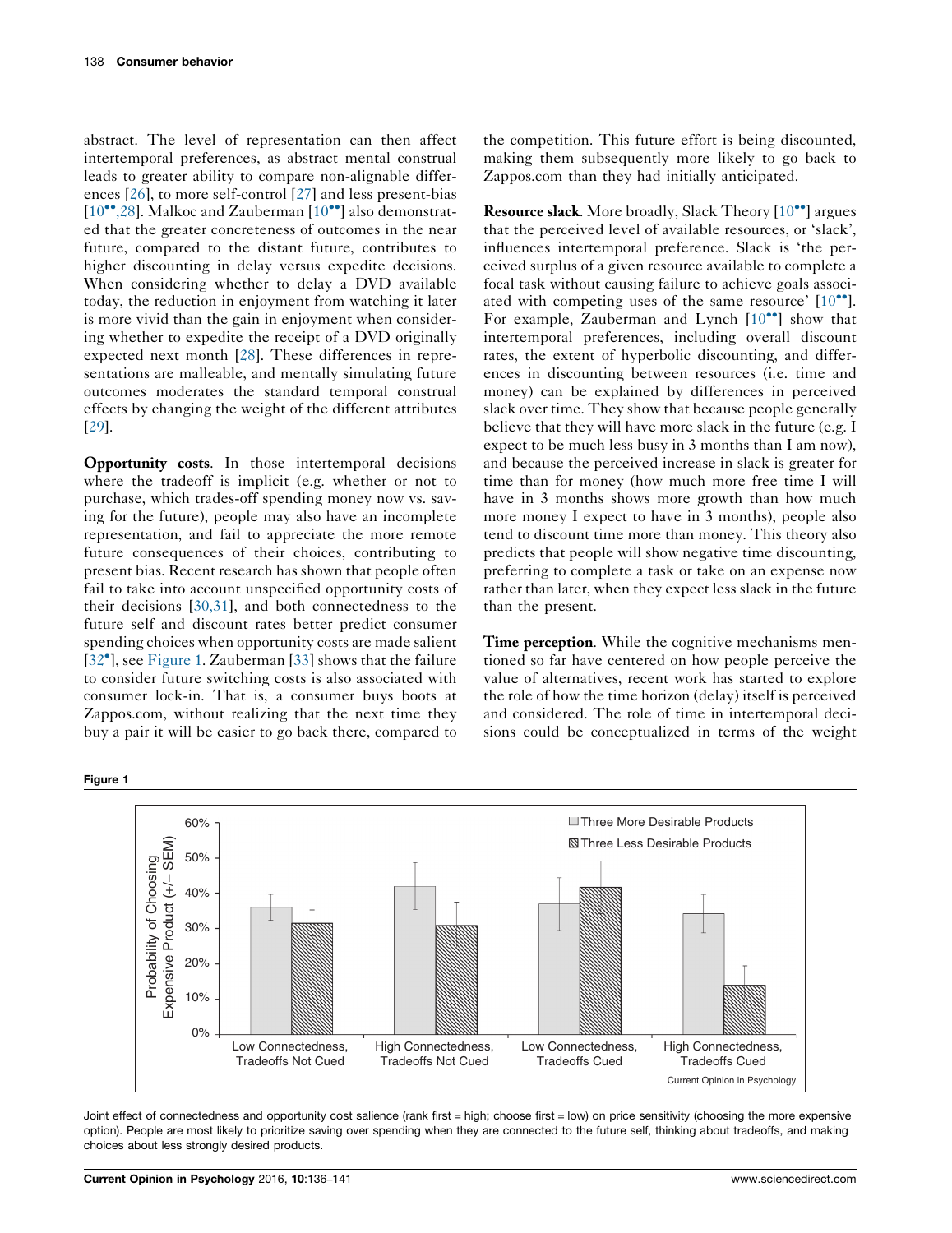abstract. The level of representation can then affect intertemporal preferences, as abstract mental construal leads to greater ability to compare non-alignable differences [26], to more self-control [27] and less present-bias [10••,28]. Malkoc and Zauberman [10••] also demonstrated that the greater concreteness of outcomes in the near future, compared to the distant future, contributes to higher discounting in delay versus expedite decisions. When considering whether to delay a DVD available today, the reduction in enjoyment from watching it later is more vivid than the gain in enjoyment when considering whether to expedite the receipt of a DVD originally expected next month [28]. These differences in representations are malleable, and mentally simulating future outcomes moderates the standard temporal construal effects by changing the weight of the different attributes [29].

**Opportunity costs**. In those intertemporal decisions where the tradeoff is implicit (e.g. whether or not to purchase, which trades-off spending money now vs. saving for the future), people may also have an incomplete representation, and fail to appreciate the more remote future consequences of their choices, contributing to present bias. Recent research has shown that people often fail to take into account unspecified opportunity costs of their decisions [30,31], and both connectedness to the future self and discount rates better predict consumer spending choices when opportunity costs are made salient [32•], see Figure 1. Zauberman [33] shows that the failure to consider future switching costs is also associated with consumer lock-in. That is, a consumer buys boots at Zappos.com, without realizing that the next time they buy a pair it will be easier to go back there, compared to the competition. This future effort is being discounted, making them subsequently more likely to go back to Zappos.com than they had initially anticipated.

**Resource slack**. More broadly, Slack Theory [10••] argues that the perceived level of available resources, or 'slack', influences intertemporal preference. Slack is 'the perceived surplus of a given resource available to complete a focal task without causing failure to achieve goals associated with competing uses of the same resource' [10••]. For example, Zauberman and Lynch [10••] show that intertemporal preferences, including overall discount rates, the extent of hyperbolic discounting, and differences in discounting between resources (i.e. time and money) can be explained by differences in perceived slack over time. They show that because people generally believe that they will have more slack in the future (e.g. I expect to be much less busy in 3 months than I am now), and because the perceived increase in slack is greater for time than for money (how much more free time I will have in 3 months shows more growth than how much more money I expect to have in 3 months), people also tend to discount time more than money. This theory also predicts that people will show negative time discounting, preferring to complete a task or take on an expense now rather than later, when they expect less slack in the future than the present.

**Time perception**. While the cognitive mechanisms mentioned so far have centered on how people perceive the value of alternatives, recent work has started to explore the role of how the time horizon (delay) itself is perceived and considered. The role of time in intertemporal decisions could be conceptualized in terms of the weight

**Figure 1**

| | Three More Desirable Products | Three Less Desirable Products |
|---|---|---|
| Low Connectedness, Tradeoffs Not Cued | ~36% | ~31% |
| High Connectedness, Tradeoffs Not Cued | ~42% | ~31% |
| Low Connectedness, Tradeoffs Cued | ~37% | ~42% |
| High Connectedness, Tradeoffs Cued | ~34% | ~14% |

Y-axis: Probability of Choosing Expensive Product (+/− SEM)

Joint effect of connectedness and opportunity cost salience (rank first = high; choose first = low) on price sensitivity (choosing the more expensive option). People are most likely to prioritize saving over spending when they are connected to the future self, thinking about tradeoffs, and making choices about less strongly desired products.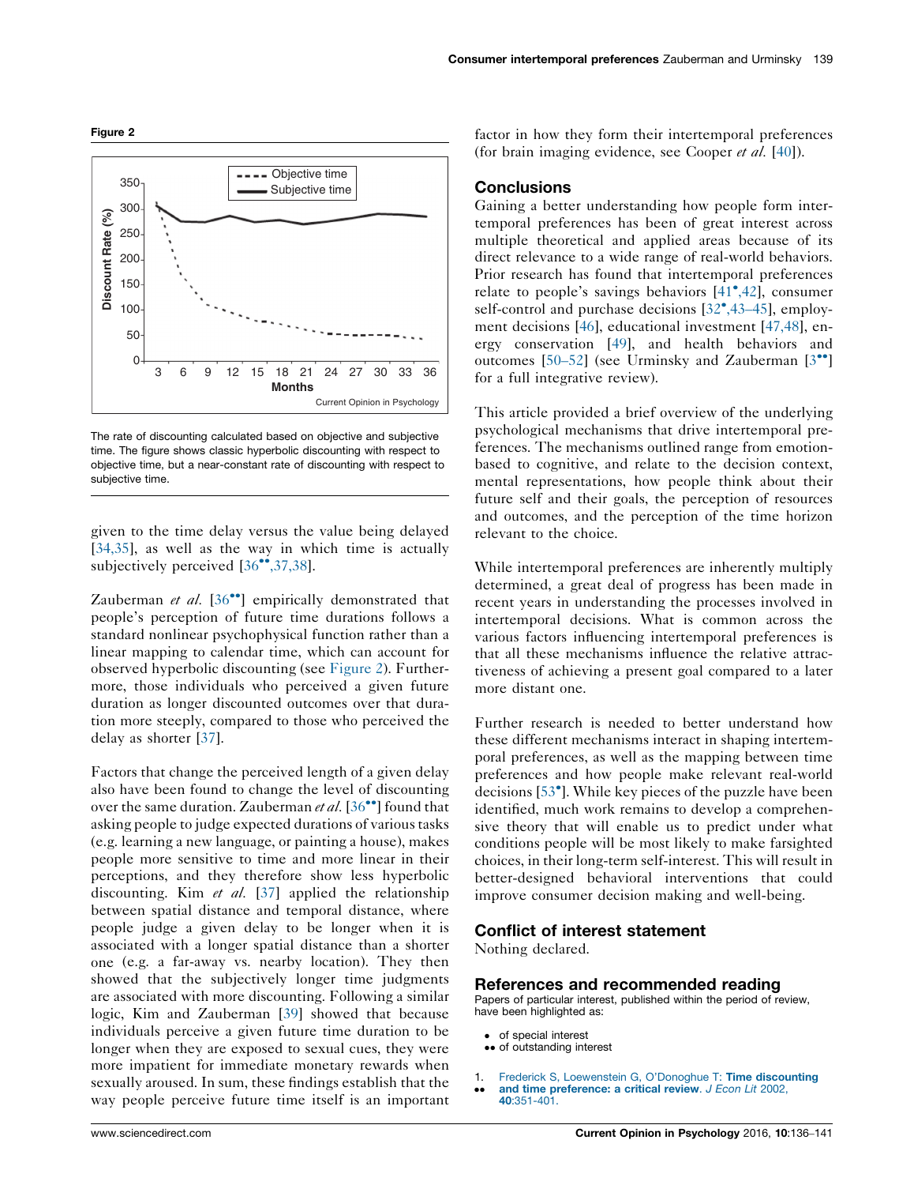**Figure 2**

The rate of discounting calculated based on objective and subjective time. The figure shows classic hyperbolic discounting with respect to objective time, but a near-constant rate of discounting with respect to subjective time.

given to the time delay versus the value being delayed [34,35], as well as the way in which time is actually subjectively perceived [36••,37,38].

Zauberman *et al.* [36••] empirically demonstrated that people's perception of future time durations follows a standard nonlinear psychophysical function rather than a linear mapping to calendar time, which can account for observed hyperbolic discounting (see Figure 2). Furthermore, those individuals who perceived a given future duration as longer discounted outcomes over that duration more steeply, compared to those who perceived the delay as shorter [37].

Factors that change the perceived length of a given delay also have been found to change the level of discounting over the same duration. Zauberman *et al.* [36••] found that asking people to judge expected durations of various tasks (e.g. learning a new language, or painting a house), makes people more sensitive to time and more linear in their perceptions, and they therefore show less hyperbolic discounting. Kim *et al.* [37] applied the relationship between spatial distance and temporal distance, where people judge a given delay to be longer when it is associated with a longer spatial distance than a shorter one (e.g. a far-away vs. nearby location). They then showed that the subjectively longer time judgments are associated with more discounting. Following a similar logic, Kim and Zauberman [39] showed that because individuals perceive a given future time duration to be longer when they are exposed to sexual cues, they were more impatient for immediate monetary rewards when sexually aroused. In sum, these findings establish that the way people perceive future time itself is an important factor in how they form their intertemporal preferences (for brain imaging evidence, see Cooper *et al.* [40]).

## Conclusions

Gaining a better understanding how people form intertemporal preferences has been of great interest across multiple theoretical and applied areas because of its direct relevance to a wide range of real-world behaviors. Prior research has found that intertemporal preferences relate to people's savings behaviors [41•,42], consumer self-control and purchase decisions [32•,43–45], employment decisions [46], educational investment [47,48], energy conservation [49], and health behaviors and outcomes [50–52] (see Urminsky and Zauberman [3••] for a full integrative review).

This article provided a brief overview of the underlying psychological mechanisms that drive intertemporal preferences. The mechanisms outlined range from emotion-based to cognitive, and relate to the decision context, mental representations, how people think about their future self and their goals, the perception of resources and outcomes, and the perception of the time horizon relevant to the choice.

While intertemporal preferences are inherently multiply determined, a great deal of progress has been made in recent years in understanding the processes involved in intertemporal decisions. What is common across the various factors influencing intertemporal preferences is that all these mechanisms influence the relative attractiveness of achieving a present goal compared to a later more distant one.

Further research is needed to better understand how these different mechanisms interact in shaping intertemporal preferences, as well as the mapping between time preferences and how people make relevant real-world decisions [53•]. While key pieces of the puzzle have been identified, much work remains to develop a comprehensive theory that will enable us to predict under what conditions people will be most likely to make farsighted choices, in their long-term self-interest. This will result in better-designed behavioral interventions that could improve consumer decision making and well-being.

## Conflict of interest statement

Nothing declared.

## References and recommended reading

Papers of particular interest, published within the period of review, have been highlighted as:

- • of special interest
- •• of outstanding interest

1. •• Frederick S, Loewenstein G, O'Donoghue T: **Time discounting and time preference: a critical review.** *J Econ Lit* 2002, **40**:351-401.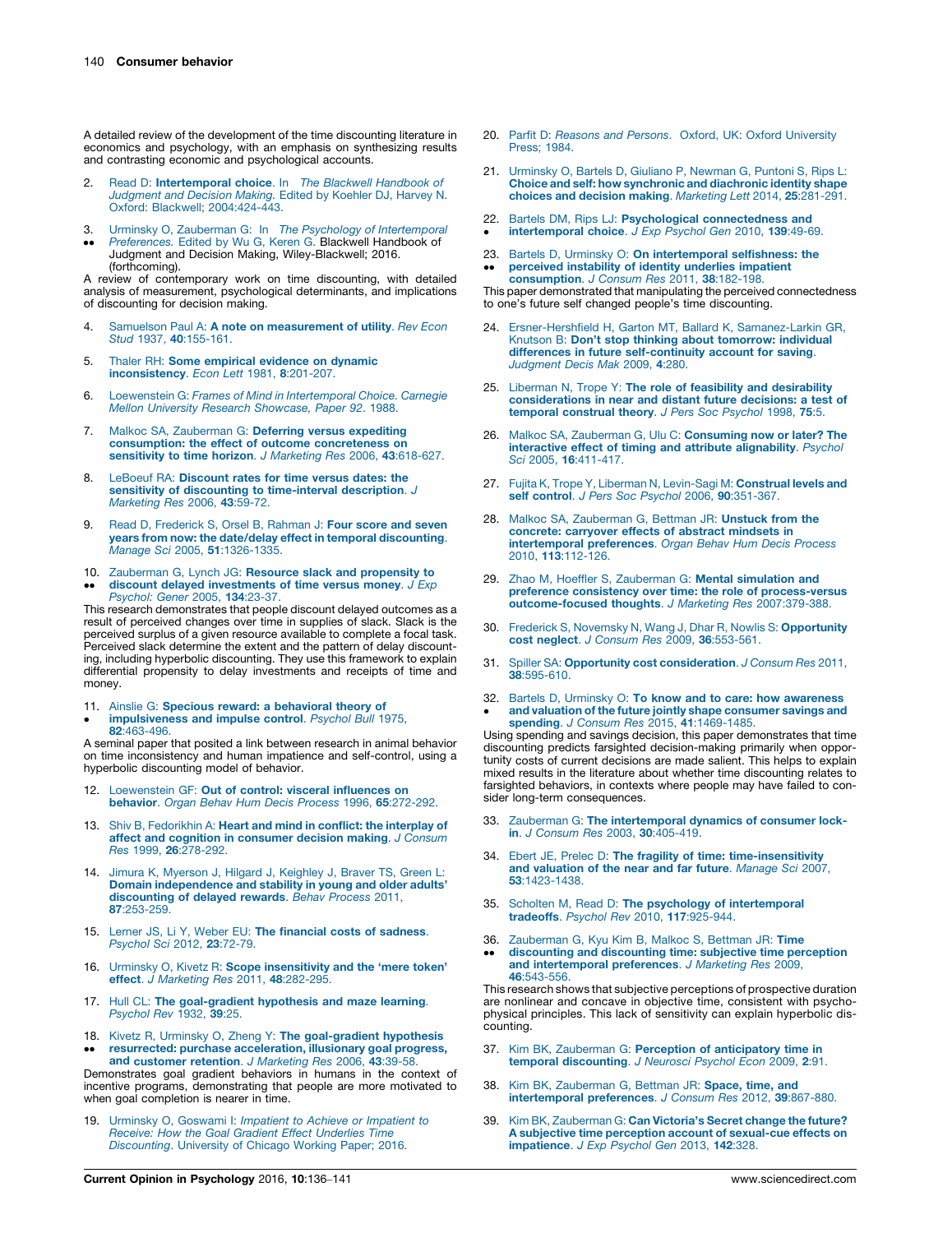A detailed review of the development of the time discounting literature in economics and psychology, with an emphasis on synthesizing results and contrasting economic and psychological accounts.

2. Read D: **Intertemporal choice**. In *The Blackwell Handbook of Judgment and Decision Making.* Edited by Koehler DJ, Harvey N. Oxford: Blackwell; 2004:424-443.

3. •• Urminsky O, Zauberman G: In *The Psychology of Intertemporal Preferences.* Edited by Wu G, Keren G. Blackwell Handbook of Judgment and Decision Making, Wiley-Blackwell; 2016. (forthcoming).

A review of contemporary work on time discounting, with detailed analysis of measurement, psychological determinants, and implications of discounting for decision making.

4. Samuelson Paul A: **A note on measurement of utility**. *Rev Econ Stud* 1937, **40**:155-161.

5. Thaler RH: **Some empirical evidence on dynamic inconsistency**. *Econ Lett* 1981, **8**:201-207.

6. Loewenstein G: *Frames of Mind in Intertemporal Choice. Carnegie Mellon University Research Showcase, Paper 92*. 1988.

7. Malkoc SA, Zauberman G: **Deferring versus expediting consumption: the effect of outcome concreteness on sensitivity to time horizon**. *J Marketing Res* 2006, **43**:618-627.

8. LeBoeuf RA: **Discount rates for time versus dates: the sensitivity of discounting to time-interval description**. *J Marketing Res* 2006, **43**:59-72.

9. Read D, Frederick S, Orsel B, Rahman J: **Four score and seven years from now: the date/delay effect in temporal discounting**. *Manage Sci* 2005, **51**:1326-1335.

10. •• Zauberman G, Lynch JG: **Resource slack and propensity to discount delayed investments of time versus money**. *J Exp Psychol: Gener* 2005, **134**:23-37.

This research demonstrates that people discount delayed outcomes as a result of perceived changes over time in supplies of slack. Slack is the perceived surplus of a given resource available to complete a focal task. Perceived slack determine the extent and the pattern of delay discounting, including hyperbolic discounting. They use this framework to explain differential propensity to delay investments and receipts of time and money.

11. • Ainslie G: **Specious reward: a behavioral theory of impulsiveness and impulse control**. *Psychol Bull* 1975, **82**:463-496.

A seminal paper that posited a link between research in animal behavior on time inconsistency and human impatience and self-control, using a hyperbolic discounting model of behavior.

12. Loewenstein GF: **Out of control: visceral influences on behavior**. *Organ Behav Hum Decis Process* 1996, **65**:272-292.

13. Shiv B, Fedorikhin A: **Heart and mind in conflict: the interplay of affect and cognition in consumer decision making**. *J Consum Res* 1999, **26**:278-292.

14. Jimura K, Myerson J, Hilgard J, Keighley J, Braver TS, Green L: **Domain independence and stability in young and older adults' discounting of delayed rewards**. *Behav Process* 2011, **87**:253-259.

15. Lerner JS, Li Y, Weber EU: **The financial costs of sadness**. *Psychol Sci* 2012, **23**:72-79.

16. Urminsky O, Kivetz R: **Scope insensitivity and the 'mere token' effect**. *J Marketing Res* 2011, **48**:282-295.

17. Hull CL: **The goal-gradient hypothesis and maze learning**. *Psychol Rev* 1932, **39**:25.

18. •• Kivetz R, Urminsky O, Zheng Y: **The goal-gradient hypothesis resurrected: purchase acceleration, illusionary goal progress, and customer retention**. *J Marketing Res* 2006, **43**:39-58.

Demonstrates goal gradient behaviors in humans in the context of incentive programs, demonstrating that people are more motivated to when goal completion is nearer in time.

19. Urminsky O, Goswami I: *Impatient to Achieve or Impatient to Receive: How the Goal Gradient Effect Underlies Time Discounting*. University of Chicago Working Paper; 2016.

20. Parfit D: *Reasons and Persons*. Oxford, UK: Oxford University Press; 1984.

21. Urminsky O, Bartels D, Giuliano P, Newman G, Puntoni S, Rips L: **Choice and self: how synchronic and diachronic identity shape choices and decision making**. *Marketing Lett* 2014, **25**:281-291.

22. • Bartels DM, Rips LJ: **Psychological connectedness and intertemporal choice**. *J Exp Psychol Gen* 2010, **139**:49-69.

23. •• Bartels D, Urminsky O: **On intertemporal selfishness: the perceived instability of identity underlies impatient consumption**. *J Consum Res* 2011, **38**:182-198.

This paper demonstrated that manipulating the perceived connectedness to one's future self changed people's time discounting.

24. Ersner-Hershfield H, Garton MT, Ballard K, Samanez-Larkin GR, Knutson B: **Don't stop thinking about tomorrow: individual differences in future self-continuity account for saving**. *Judgment Decis Mak* 2009, **4**:280.

25. Liberman N, Trope Y: **The role of feasibility and desirability considerations in near and distant future decisions: a test of temporal construal theory**. *J Pers Soc Psychol* 1998, **75**:5.

26. Malkoc SA, Zauberman G, Ulu C: **Consuming now or later? The interactive effect of timing and attribute alignability**. *Psychol Sci* 2005, **16**:411-417.

27. Fujita K, Trope Y, Liberman N, Levin-Sagi M: **Construal levels and self control**. *J Pers Soc Psychol* 2006, **90**:351-367.

28. Malkoc SA, Zauberman G, Bettman JR: **Unstuck from the concrete: carryover effects of abstract mindsets in intertemporal preferences**. *Organ Behav Hum Decis Process* 2010, **113**:112-126.

29. Zhao M, Hoeffler S, Zauberman G: **Mental simulation and preference consistency over time: the role of process-versus outcome-focused thoughts**. *J Marketing Res* 2007:379-388.

30. Frederick S, Novemsky N, Wang J, Dhar R, Nowlis S: **Opportunity cost neglect**. *J Consum Res* 2009, **36**:553-561.

31. Spiller SA: **Opportunity cost consideration**. *J Consum Res* 2011, **38**:595-610.

32. • Bartels D, Urminsky O: **To know and to care: how awareness and valuation of the future jointly shape consumer savings and spending**. *J Consum Res* 2015, **41**:1469-1485.

Using spending and savings decision, this paper demonstrates that time discounting predicts farsighted decision-making primarily when opportunity costs of current decisions are made salient. This helps to explain mixed results in the literature about whether time discounting relates to farsighted behaviors, in contexts where people may have failed to consider long-term consequences.

33. Zauberman G: **The intertemporal dynamics of consumer lock-in**. *J Consum Res* 2003, **30**:405-419.

34. Ebert JE, Prelec D: **The fragility of time: time-insensitivity and valuation of the near and far future**. *Manage Sci* 2007, **53**:1423-1438.

35. Scholten M, Read D: **The psychology of intertemporal tradeoffs**. *Psychol Rev* 2010, **117**:925-944.

36. •• Zauberman G, Kyu Kim B, Malkoc S, Bettman JR: **Time discounting and discounting time: subjective time perception and intertemporal preferences**. *J Marketing Res* 2009, **46**:543-556.

This research shows that subjective perceptions of prospective duration are nonlinear and concave in objective time, consistent with psychophysical principles. This lack of sensitivity can explain hyperbolic discounting.

37. Kim BK, Zauberman G: **Perception of anticipatory time in temporal discounting**. *J Neurosci Psychol Econ* 2009, **2**:91.

38. Kim BK, Zauberman G, Bettman JR: **Space, time, and intertemporal preferences**. *J Consum Res* 2012, **39**:867-880.

39. Kim BK, Zauberman G: **Can Victoria's Secret change the future? A subjective time perception account of sexual-cue effects on impatience**. *J Exp Psychol Gen* 2013, **142**:328.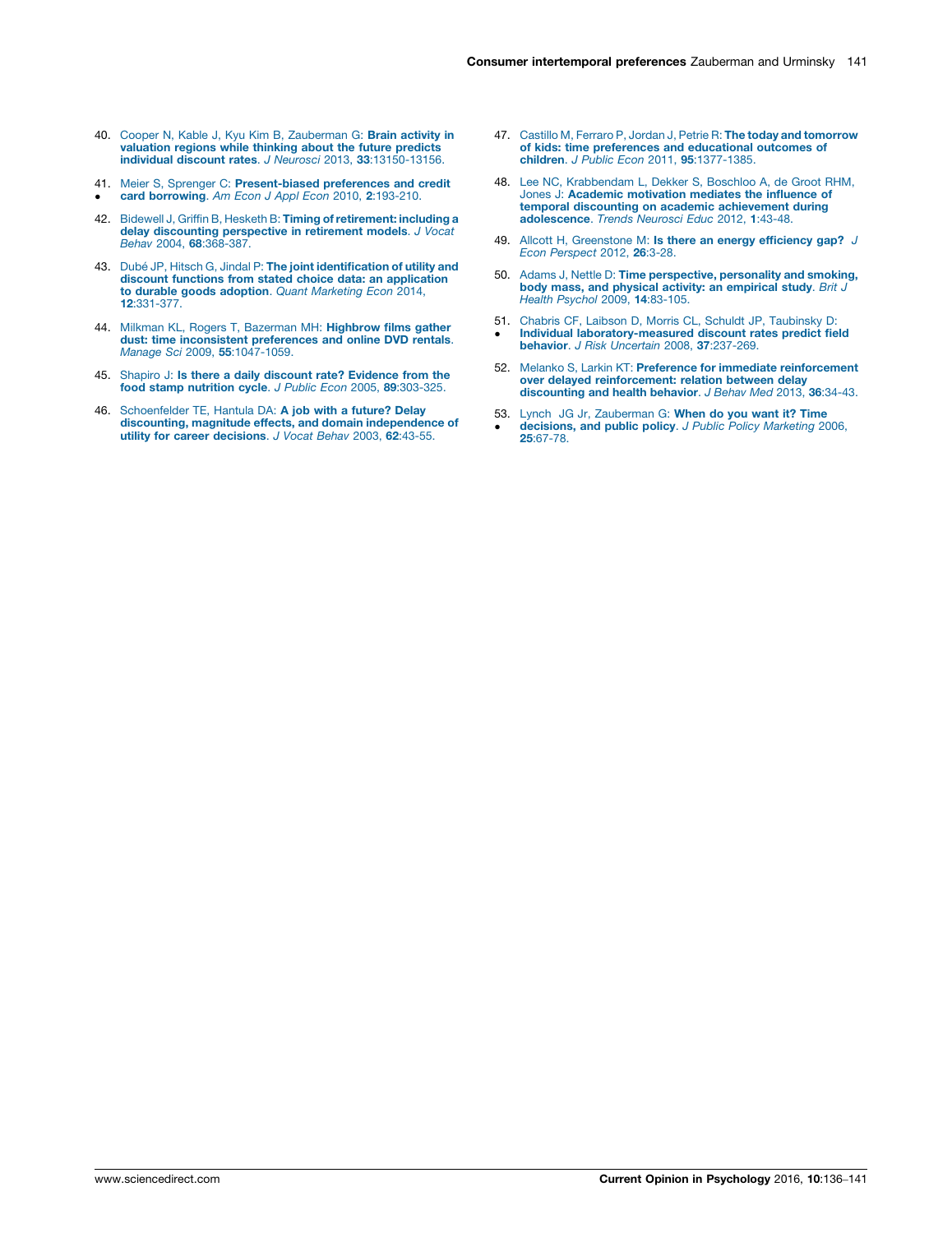40. Cooper N, Kable J, Kyu Kim B, Zauberman G: **Brain activity in valuation regions while thinking about the future predicts individual discount rates**. *J Neurosci* 2013, **33**:13150-13156.

41. • Meier S, Sprenger C: **Present-biased preferences and credit card borrowing**. *Am Econ J Appl Econ* 2010, **2**:193-210.

42. Bidewell J, Griffin B, Hesketh B: **Timing of retirement: including a delay discounting perspective in retirement models**. *J Vocat Behav* 2004, **68**:368-387.

43. Dubé JP, Hitsch G, Jindal P: **The joint identification of utility and discount functions from stated choice data: an application to durable goods adoption**. *Quant Marketing Econ* 2014, **12**:331-377.

44. Milkman KL, Rogers T, Bazerman MH: **Highbrow films gather dust: time inconsistent preferences and online DVD rentals**. *Manage Sci* 2009, **55**:1047-1059.

45. Shapiro J: **Is there a daily discount rate? Evidence from the food stamp nutrition cycle**. *J Public Econ* 2005, **89**:303-325.

46. Schoenfelder TE, Hantula DA: **A job with a future? Delay discounting, magnitude effects, and domain independence of utility for career decisions**. *J Vocat Behav* 2003, **62**:43-55.

47. Castillo M, Ferraro P, Jordan J, Petrie R: **The today and tomorrow of kids: time preferences and educational outcomes of children**. *J Public Econ* 2011, **95**:1377-1385.

48. Lee NC, Krabbendam L, Dekker S, Boschloo A, de Groot RHM, Jones J: **Academic motivation mediates the influence of temporal discounting on academic achievement during adolescence**. *Trends Neurosci Educ* 2012, **1**:43-48.

49. Allcott H, Greenstone M: **Is there an energy efficiency gap?** *J Econ Perspect* 2012, **26**:3-28.

50. Adams J, Nettle D: **Time perspective, personality and smoking, body mass, and physical activity: an empirical study**. *Brit J Health Psychol* 2009, **14**:83-105.

51. • Chabris CF, Laibson D, Morris CL, Schuldt JP, Taubinsky D: **Individual laboratory-measured discount rates predict field behavior**. *J Risk Uncertain* 2008, **37**:237-269.

52. Melanko S, Larkin KT: **Preference for immediate reinforcement over delayed reinforcement: relation between delay discounting and health behavior**. *J Behav Med* 2013, **36**:34-43.

53. • Lynch JG Jr, Zauberman G: **When do you want it? Time decisions, and public policy**. *J Public Policy Marketing* 2006, **25**:67-78.